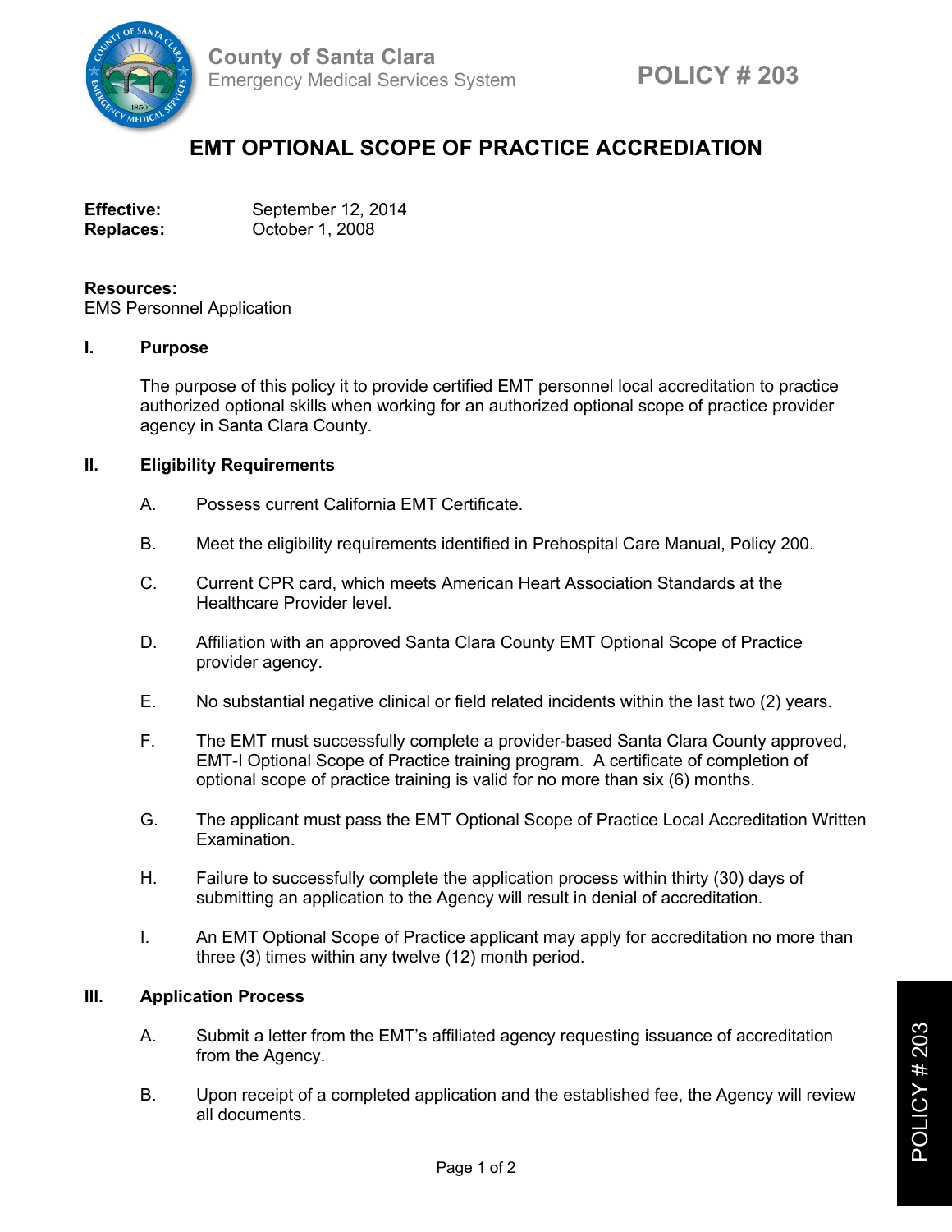County of Santa Clara
Emergency Medical Services System

**POLICY # 203**

# EMT OPTIONAL SCOPE OF PRACTICE ACCREDIATION

**Effective:** September 12, 2014
**Replaces:** October 1, 2008

**Resources:**
EMS Personnel Application

## I. Purpose

The purpose of this policy it to provide certified EMT personnel local accreditation to practice authorized optional skills when working for an authorized optional scope of practice provider agency in Santa Clara County.

## II. Eligibility Requirements

A. Possess current California EMT Certificate.

B. Meet the eligibility requirements identified in Prehospital Care Manual, Policy 200.

C. Current CPR card, which meets American Heart Association Standards at the Healthcare Provider level.

D. Affiliation with an approved Santa Clara County EMT Optional Scope of Practice provider agency.

E. No substantial negative clinical or field related incidents within the last two (2) years.

F. The EMT must successfully complete a provider-based Santa Clara County approved, EMT-I Optional Scope of Practice training program. A certificate of completion of optional scope of practice training is valid for no more than six (6) months.

G. The applicant must pass the EMT Optional Scope of Practice Local Accreditation Written Examination.

H. Failure to successfully complete the application process within thirty (30) days of submitting an application to the Agency will result in denial of accreditation.

I. An EMT Optional Scope of Practice applicant may apply for accreditation no more than three (3) times within any twelve (12) month period.

## III. Application Process

A. Submit a letter from the EMT's affiliated agency requesting issuance of accreditation from the Agency.

B. Upon receipt of a completed application and the established fee, the Agency will review all documents.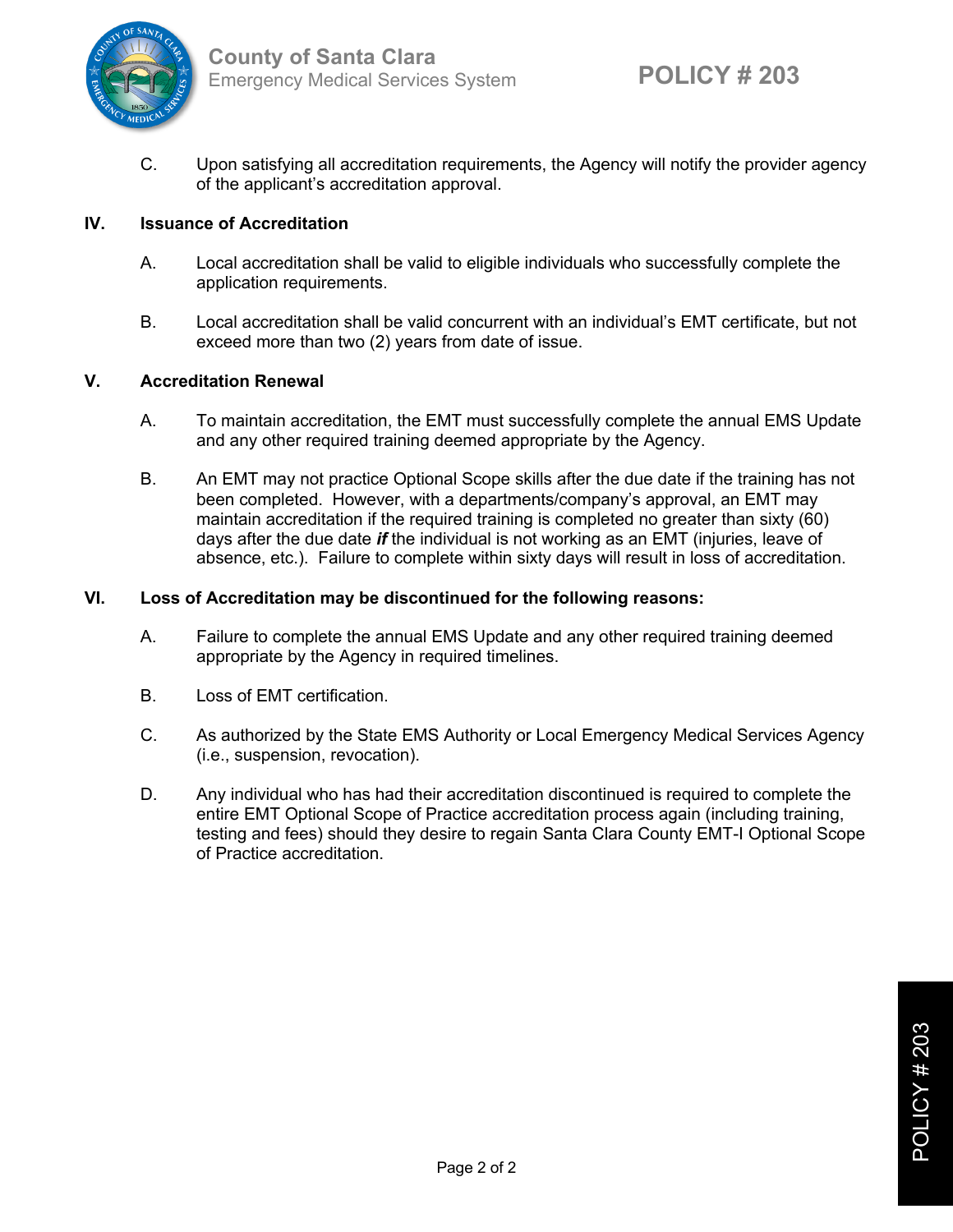C. Upon satisfying all accreditation requirements, the Agency will notify the provider agency of the applicant's accreditation approval.

## IV. Issuance of Accreditation

A. Local accreditation shall be valid to eligible individuals who successfully complete the application requirements.

B. Local accreditation shall be valid concurrent with an individual's EMT certificate, but not exceed more than two (2) years from date of issue.

## V. Accreditation Renewal

A. To maintain accreditation, the EMT must successfully complete the annual EMS Update and any other required training deemed appropriate by the Agency.

B. An EMT may not practice Optional Scope skills after the due date if the training has not been completed. However, with a departments/company's approval, an EMT may maintain accreditation if the required training is completed no greater than sixty (60) days after the due date ***if*** the individual is not working as an EMT (injuries, leave of absence, etc.). Failure to complete within sixty days will result in loss of accreditation.

## VI. Loss of Accreditation may be discontinued for the following reasons:

A. Failure to complete the annual EMS Update and any other required training deemed appropriate by the Agency in required timelines.

B. Loss of EMT certification.

C. As authorized by the State EMS Authority or Local Emergency Medical Services Agency (i.e., suspension, revocation).

D. Any individual who has had their accreditation discontinued is required to complete the entire EMT Optional Scope of Practice accreditation process again (including training, testing and fees) should they desire to regain Santa Clara County EMT-I Optional Scope of Practice accreditation.